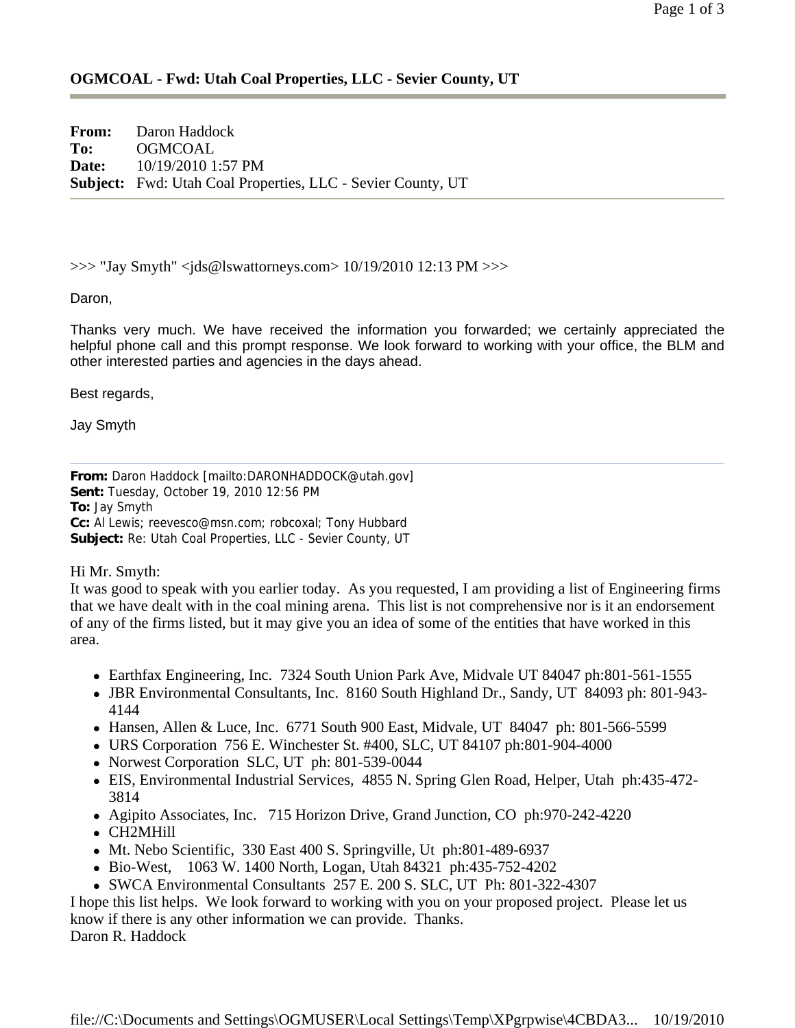## OGMCOAL - Fwd: Utah Coal Properties, LLC - Sevier County, UT

**From:** Daron Haddock
**To:** OGMCOAL
**Date:** 10/19/2010 1:57 PM
**Subject:** Fwd: Utah Coal Properties, LLC - Sevier County, UT

---

>>> "Jay Smyth" <jds@lswattorneys.com> 10/19/2010 12:13 PM >>>

Daron,

Thanks very much. We have received the information you forwarded; we certainly appreciated the helpful phone call and this prompt response. We look forward to working with your office, the BLM and other interested parties and agencies in the days ahead.

Best regards,

Jay Smyth

---

**From:** Daron Haddock [mailto:DARONHADDOCK@utah.gov]
**Sent:** Tuesday, October 19, 2010 12:56 PM
**To:** Jay Smyth
**Cc:** Al Lewis; reevesco@msn.com; robcoxal; Tony Hubbard
**Subject:** Re: Utah Coal Properties, LLC - Sevier County, UT

Hi Mr. Smyth:
It was good to speak with you earlier today. As you requested, I am providing a list of Engineering firms that we have dealt with in the coal mining arena. This list is not comprehensive nor is it an endorsement of any of the firms listed, but it may give you an idea of some of the entities that have worked in this area.

- Earthfax Engineering, Inc. 7324 South Union Park Ave, Midvale UT 84047 ph:801-561-1555
- JBR Environmental Consultants, Inc. 8160 South Highland Dr., Sandy, UT 84093 ph: 801-943-4144
- Hansen, Allen & Luce, Inc. 6771 South 900 East, Midvale, UT 84047 ph: 801-566-5599
- URS Corporation 756 E. Winchester St. #400, SLC, UT 84107 ph:801-904-4000
- Norwest Corporation SLC, UT ph: 801-539-0044
- EIS, Environmental Industrial Services, 4855 N. Spring Glen Road, Helper, Utah ph:435-472-3814
- Agipito Associates, Inc. 715 Horizon Drive, Grand Junction, CO ph:970-242-4220
- CH2MHill
- Mt. Nebo Scientific, 330 East 400 S. Springville, Ut ph:801-489-6937
- Bio-West, 1063 W. 1400 North, Logan, Utah 84321 ph:435-752-4202
- SWCA Environmental Consultants 257 E. 200 S. SLC, UT Ph: 801-322-4307

I hope this list helps. We look forward to working with you on your proposed project. Please let us know if there is any other information we can provide. Thanks.
Daron R. Haddock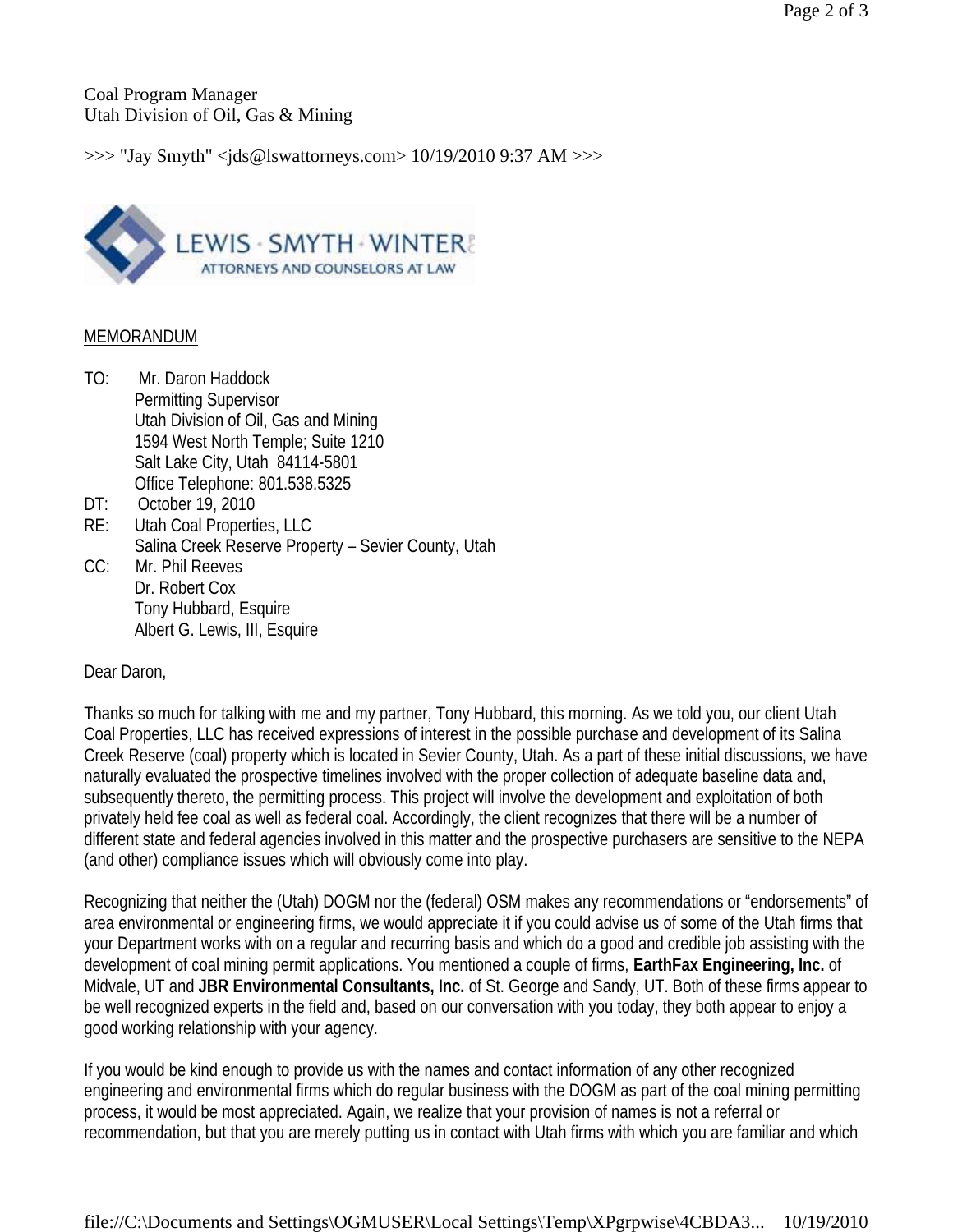Coal Program Manager
Utah Division of Oil, Gas & Mining

>>> "Jay Smyth" <jds@lswattorneys.com> 10/19/2010 9:37 AM >>>

LEWIS · SMYTH · WINTER
ATTORNEYS AND COUNSELORS AT LAW

MEMORANDUM

TO: Mr. Daron Haddock
Permitting Supervisor
Utah Division of Oil, Gas and Mining
1594 West North Temple; Suite 1210
Salt Lake City, Utah 84114-5801
Office Telephone: 801.538.5325

DT: October 19, 2010

RE: Utah Coal Properties, LLC
Salina Creek Reserve Property – Sevier County, Utah

CC: Mr. Phil Reeves
Dr. Robert Cox
Tony Hubbard, Esquire
Albert G. Lewis, III, Esquire

Dear Daron,

Thanks so much for talking with me and my partner, Tony Hubbard, this morning. As we told you, our client Utah Coal Properties, LLC has received expressions of interest in the possible purchase and development of its Salina Creek Reserve (coal) property which is located in Sevier County, Utah. As a part of these initial discussions, we have naturally evaluated the prospective timelines involved with the proper collection of adequate baseline data and, subsequently thereto, the permitting process. This project will involve the development and exploitation of both privately held fee coal as well as federal coal. Accordingly, the client recognizes that there will be a number of different state and federal agencies involved in this matter and the prospective purchasers are sensitive to the NEPA (and other) compliance issues which will obviously come into play.

Recognizing that neither the (Utah) DOGM nor the (federal) OSM makes any recommendations or "endorsements" of area environmental or engineering firms, we would appreciate it if you could advise us of some of the Utah firms that your Department works with on a regular and recurring basis and which do a good and credible job assisting with the development of coal mining permit applications. You mentioned a couple of firms, **EarthFax Engineering, Inc.** of Midvale, UT and **JBR Environmental Consultants, Inc.** of St. George and Sandy, UT. Both of these firms appear to be well recognized experts in the field and, based on our conversation with you today, they both appear to enjoy a good working relationship with your agency.

If you would be kind enough to provide us with the names and contact information of any other recognized engineering and environmental firms which do regular business with the DOGM as part of the coal mining permitting process, it would be most appreciated. Again, we realize that your provision of names is not a referral or recommendation, but that you are merely putting us in contact with Utah firms with which you are familiar and which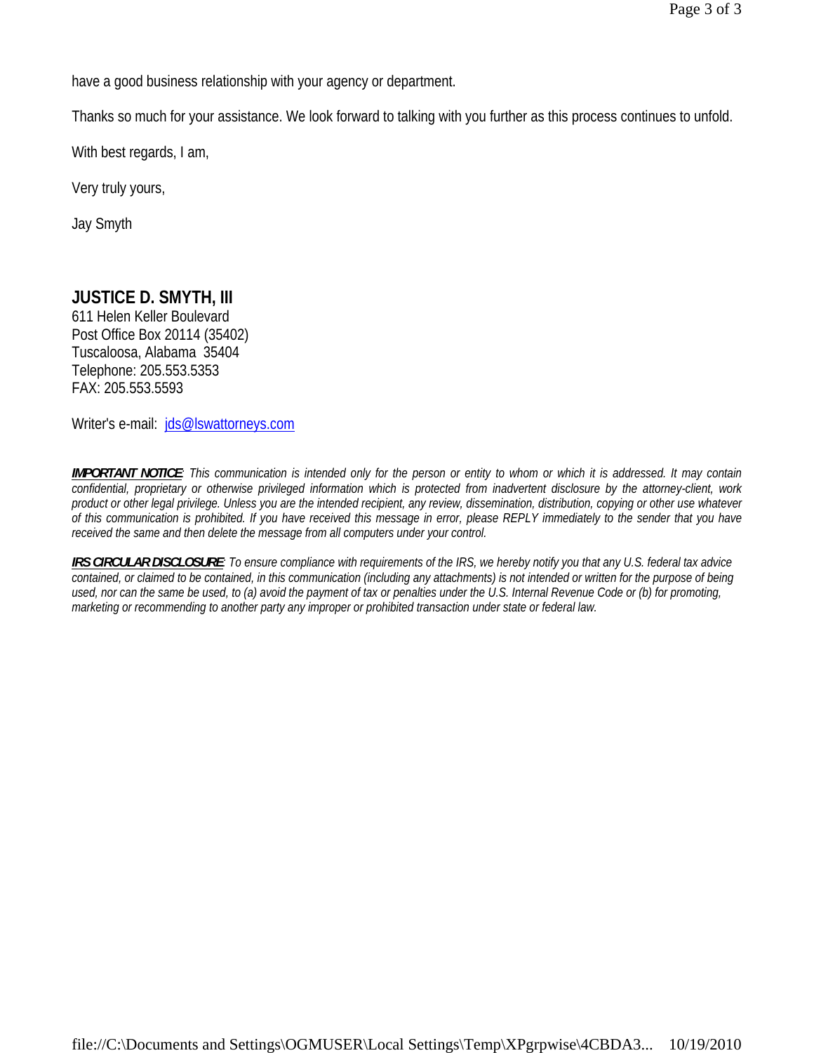have a good business relationship with your agency or department.

Thanks so much for your assistance. We look forward to talking with you further as this process continues to unfold.

With best regards, I am,

Very truly yours,

Jay Smyth

**JUSTICE D. SMYTH, III**
611 Helen Keller Boulevard
Post Office Box 20114 (35402)
Tuscaloosa, Alabama 35404
Telephone: 205.553.5353
FAX: 205.553.5593

Writer's e-mail: jds@lswattorneys.com

***IMPORTANT NOTICE***: *This communication is intended only for the person or entity to whom or which it is addressed. It may contain confidential, proprietary or otherwise privileged information which is protected from inadvertent disclosure by the attorney-client, work product or other legal privilege. Unless you are the intended recipient, any review, dissemination, distribution, copying or other use whatever of this communication is prohibited. If you have received this message in error, please REPLY immediately to the sender that you have received the same and then delete the message from all computers under your control.*

***IRS CIRCULAR DISCLOSURE***: *To ensure compliance with requirements of the IRS, we hereby notify you that any U.S. federal tax advice contained, or claimed to be contained, in this communication (including any attachments) is not intended or written for the purpose of being used, nor can the same be used, to (a) avoid the payment of tax or penalties under the U.S. Internal Revenue Code or (b) for promoting, marketing or recommending to another party any improper or prohibited transaction under state or federal law.*